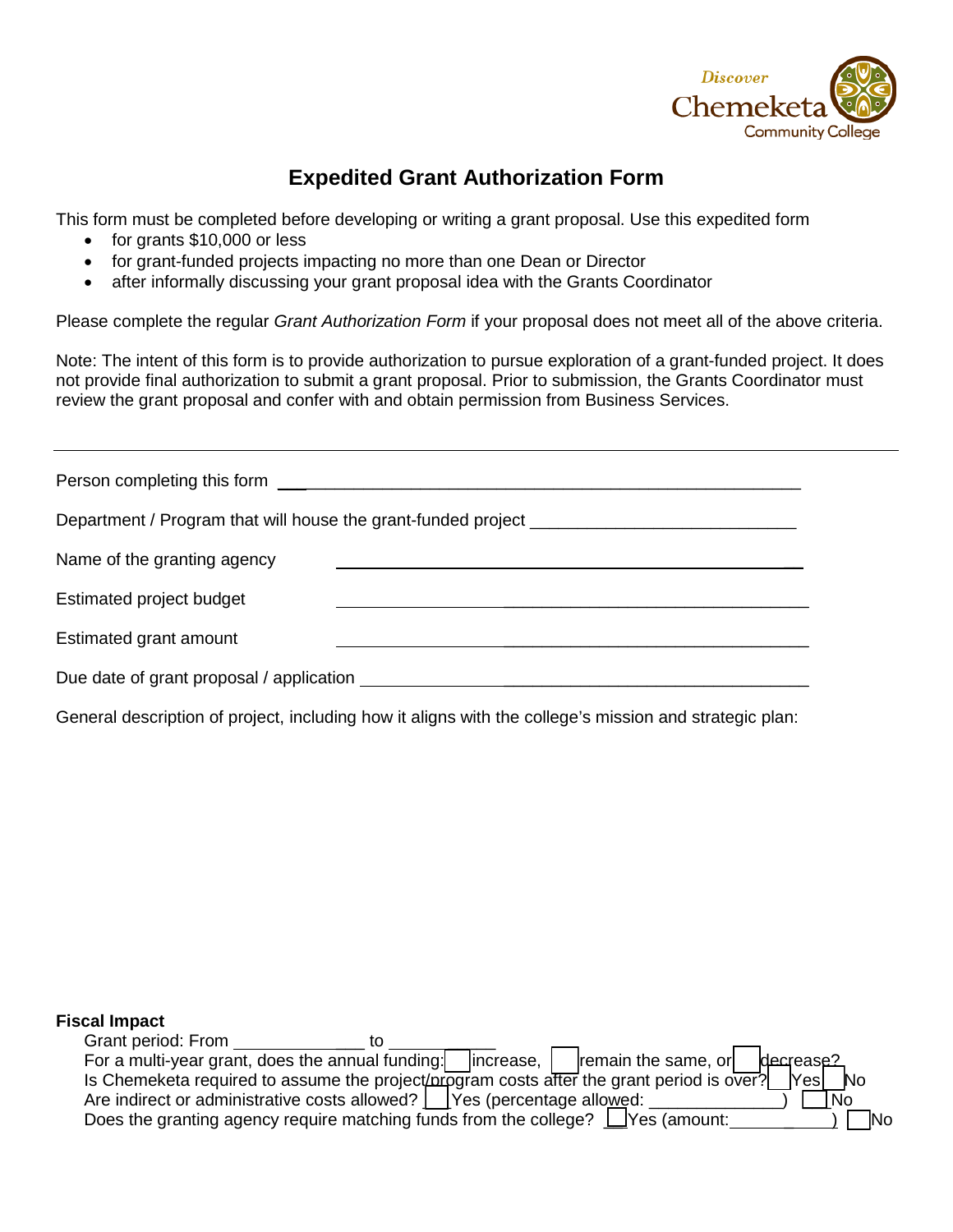# Expedited Grant Authorization Form

This form must be completed before developing or writing a grant proposal. Use this expedited form

- for grants $10,000 or less
- for grant-funded projects impacting no more than one Dean or Director
- after informally discussing your grant proposal idea with the Grants Coordinator

Please complete the regular *Grant Authorization Form* if your proposal does not meet all of the above criteria.

Note: The intent of this form is to provide authorization to pursue exploration of a grant-funded project. It does not provide final authorization to submit a grant proposal. Prior to submission, the Grants Coordinator must review the grant proposal and confer with and obtain permission from Business Services.

---

Person completing this form ______________________________________________________

Department / Program that will house the grant-funded project ____________________________

Name of the granting agency ______________________________________________

Estimated project budget ______________________________________________

Estimated grant amount ______________________________________________

Due date of grant proposal / application ______________________________________________

General description of project, including how it aligns with the college's mission and strategic plan:

**Fiscal Impact**

Grant period: From ______________ to ____________

For a multi-year grant, does the annual funding: ☐ increase, ☐ remain the same, or ☐ decrease?

Is Chemeketa required to assume the project/program costs after the grant period is over? ☐ Yes ☐ No

Are indirect or administrative costs allowed? ☐ Yes (percentage allowed: ______________) ☐ No

Does the granting agency require matching funds from the college? ☐ Yes (amount: ___________) ☐ No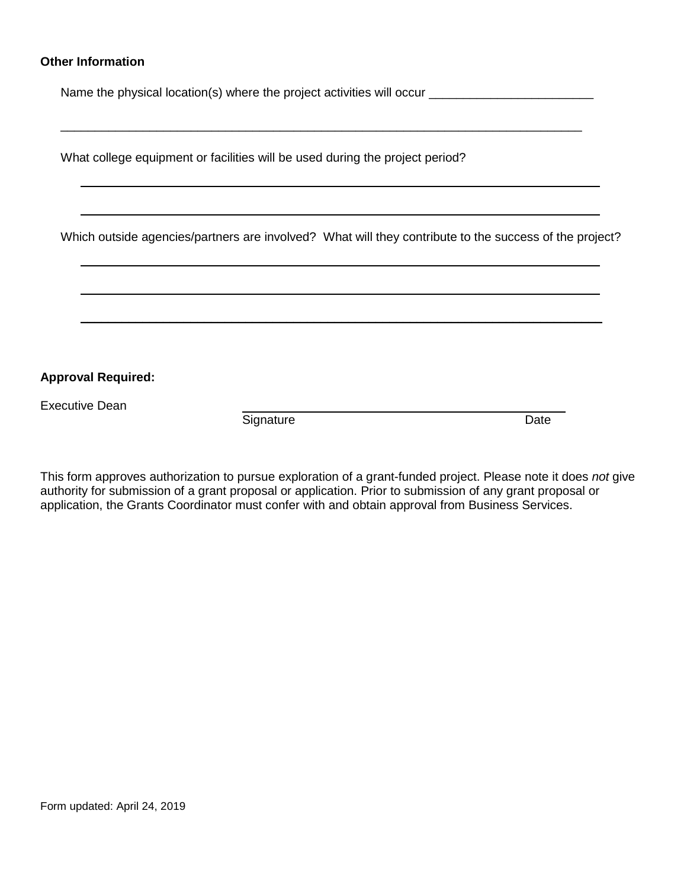**Other Information**

Name the physical location(s) where the project activities will occur ________________________

________________________________________________________________________________

What college equipment or facilities will be used during the project period?

________________________________________________________________________________

________________________________________________________________________________

Which outside agencies/partners are involved? What will they contribute to the success of the project?

________________________________________________________________________________

________________________________________________________________________________

________________________________________________________________________________

**Approval Required:**

Executive Dean ________________________________________________

Signature Date

This form approves authorization to pursue exploration of a grant-funded project. Please note it does *not* give authority for submission of a grant proposal or application. Prior to submission of any grant proposal or application, the Grants Coordinator must confer with and obtain approval from Business Services.

Form updated: April 24, 2019